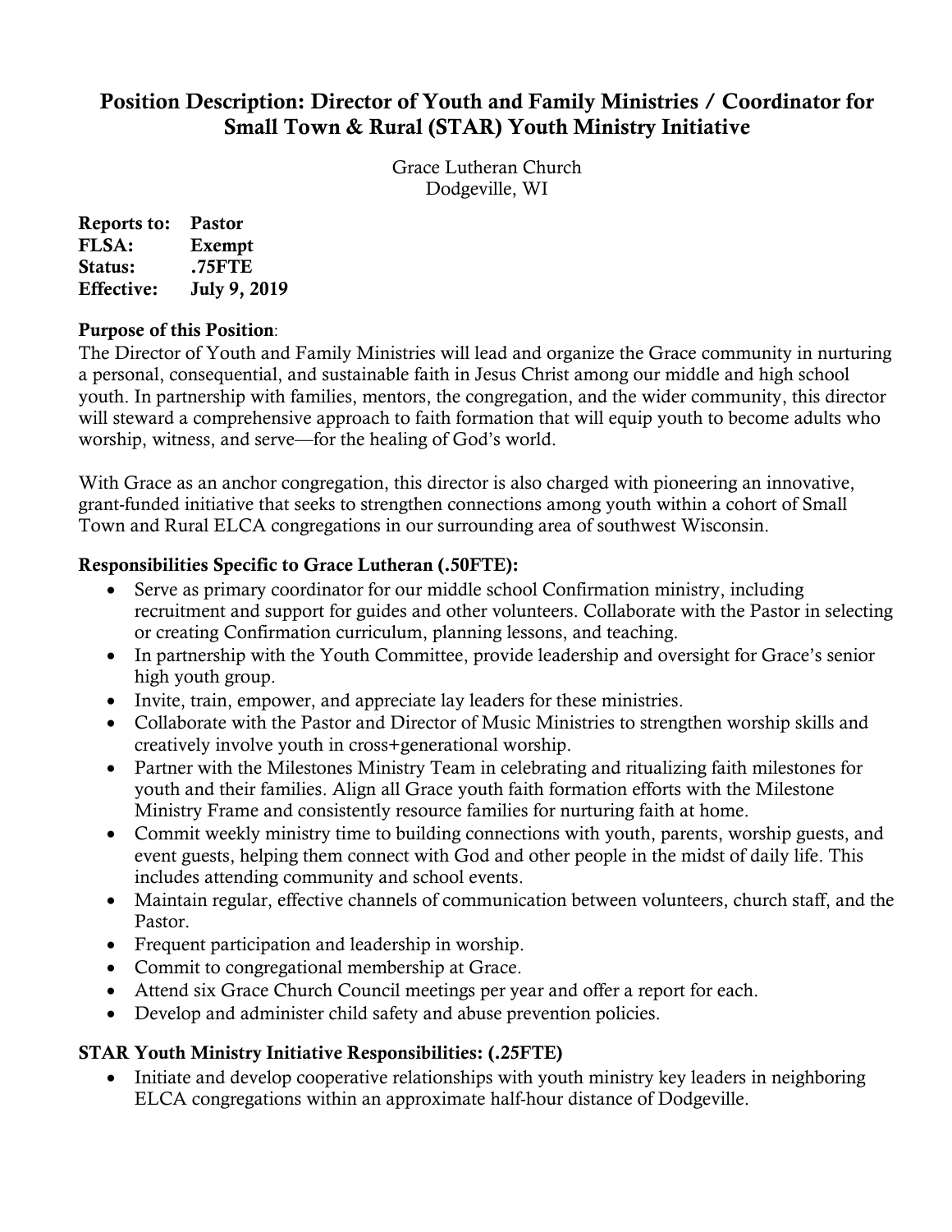# Position Description: Director of Youth and Family Ministries / Coordinator for Small Town & Rural (STAR) Youth Ministry Initiative

Grace Lutheran Church
Dodgeville, WI

**Reports to:** **Pastor**
**FLSA:** **Exempt**
**Status:** **.75FTE**
**Effective:** **July 9, 2019**

**Purpose of this Position**:
The Director of Youth and Family Ministries will lead and organize the Grace community in nurturing a personal, consequential, and sustainable faith in Jesus Christ among our middle and high school youth. In partnership with families, mentors, the congregation, and the wider community, this director will steward a comprehensive approach to faith formation that will equip youth to become adults who worship, witness, and serve—for the healing of God's world.

With Grace as an anchor congregation, this director is also charged with pioneering an innovative, grant-funded initiative that seeks to strengthen connections among youth within a cohort of Small Town and Rural ELCA congregations in our surrounding area of southwest Wisconsin.

**Responsibilities Specific to Grace Lutheran (.50FTE):**

- Serve as primary coordinator for our middle school Confirmation ministry, including recruitment and support for guides and other volunteers. Collaborate with the Pastor in selecting or creating Confirmation curriculum, planning lessons, and teaching.
- In partnership with the Youth Committee, provide leadership and oversight for Grace's senior high youth group.
- Invite, train, empower, and appreciate lay leaders for these ministries.
- Collaborate with the Pastor and Director of Music Ministries to strengthen worship skills and creatively involve youth in cross+generational worship.
- Partner with the Milestones Ministry Team in celebrating and ritualizing faith milestones for youth and their families. Align all Grace youth faith formation efforts with the Milestone Ministry Frame and consistently resource families for nurturing faith at home.
- Commit weekly ministry time to building connections with youth, parents, worship guests, and event guests, helping them connect with God and other people in the midst of daily life. This includes attending community and school events.
- Maintain regular, effective channels of communication between volunteers, church staff, and the Pastor.
- Frequent participation and leadership in worship.
- Commit to congregational membership at Grace.
- Attend six Grace Church Council meetings per year and offer a report for each.
- Develop and administer child safety and abuse prevention policies.

**STAR Youth Ministry Initiative Responsibilities: (.25FTE)**

- Initiate and develop cooperative relationships with youth ministry key leaders in neighboring ELCA congregations within an approximate half-hour distance of Dodgeville.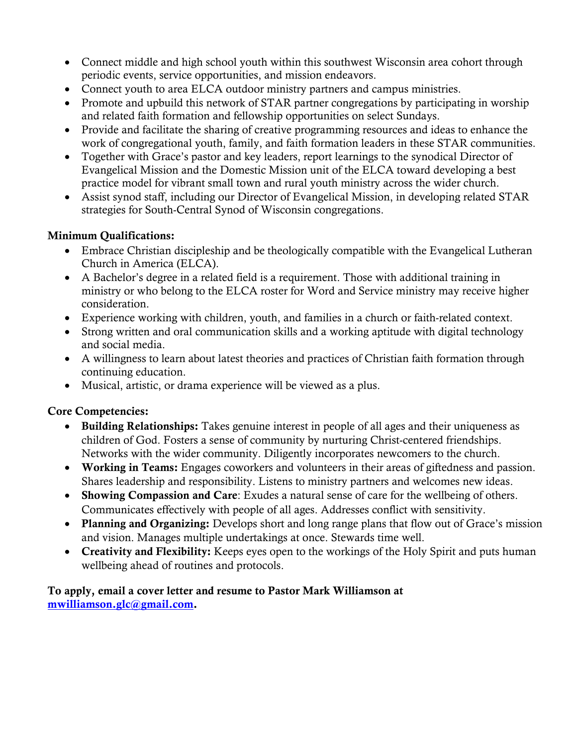- Connect middle and high school youth within this southwest Wisconsin area cohort through periodic events, service opportunities, and mission endeavors.
- Connect youth to area ELCA outdoor ministry partners and campus ministries.
- Promote and upbuild this network of STAR partner congregations by participating in worship and related faith formation and fellowship opportunities on select Sundays.
- Provide and facilitate the sharing of creative programming resources and ideas to enhance the work of congregational youth, family, and faith formation leaders in these STAR communities.
- Together with Grace's pastor and key leaders, report learnings to the synodical Director of Evangelical Mission and the Domestic Mission unit of the ELCA toward developing a best practice model for vibrant small town and rural youth ministry across the wider church.
- Assist synod staff, including our Director of Evangelical Mission, in developing related STAR strategies for South-Central Synod of Wisconsin congregations.

**Minimum Qualifications:**

- Embrace Christian discipleship and be theologically compatible with the Evangelical Lutheran Church in America (ELCA).
- A Bachelor's degree in a related field is a requirement. Those with additional training in ministry or who belong to the ELCA roster for Word and Service ministry may receive higher consideration.
- Experience working with children, youth, and families in a church or faith-related context.
- Strong written and oral communication skills and a working aptitude with digital technology and social media.
- A willingness to learn about latest theories and practices of Christian faith formation through continuing education.
- Musical, artistic, or drama experience will be viewed as a plus.

**Core Competencies:**

- **Building Relationships:** Takes genuine interest in people of all ages and their uniqueness as children of God. Fosters a sense of community by nurturing Christ-centered friendships. Networks with the wider community. Diligently incorporates newcomers to the church.
- **Working in Teams:** Engages coworkers and volunteers in their areas of giftedness and passion. Shares leadership and responsibility. Listens to ministry partners and welcomes new ideas.
- **Showing Compassion and Care**: Exudes a natural sense of care for the wellbeing of others. Communicates effectively with people of all ages. Addresses conflict with sensitivity.
- **Planning and Organizing:** Develops short and long range plans that flow out of Grace's mission and vision. Manages multiple undertakings at once. Stewards time well.
- **Creativity and Flexibility:** Keeps eyes open to the workings of the Holy Spirit and puts human wellbeing ahead of routines and protocols.

**To apply, email a cover letter and resume to Pastor Mark Williamson at [mwilliamson.glc@gmail.com](mailto:mwilliamson.glc@gmail.com).**